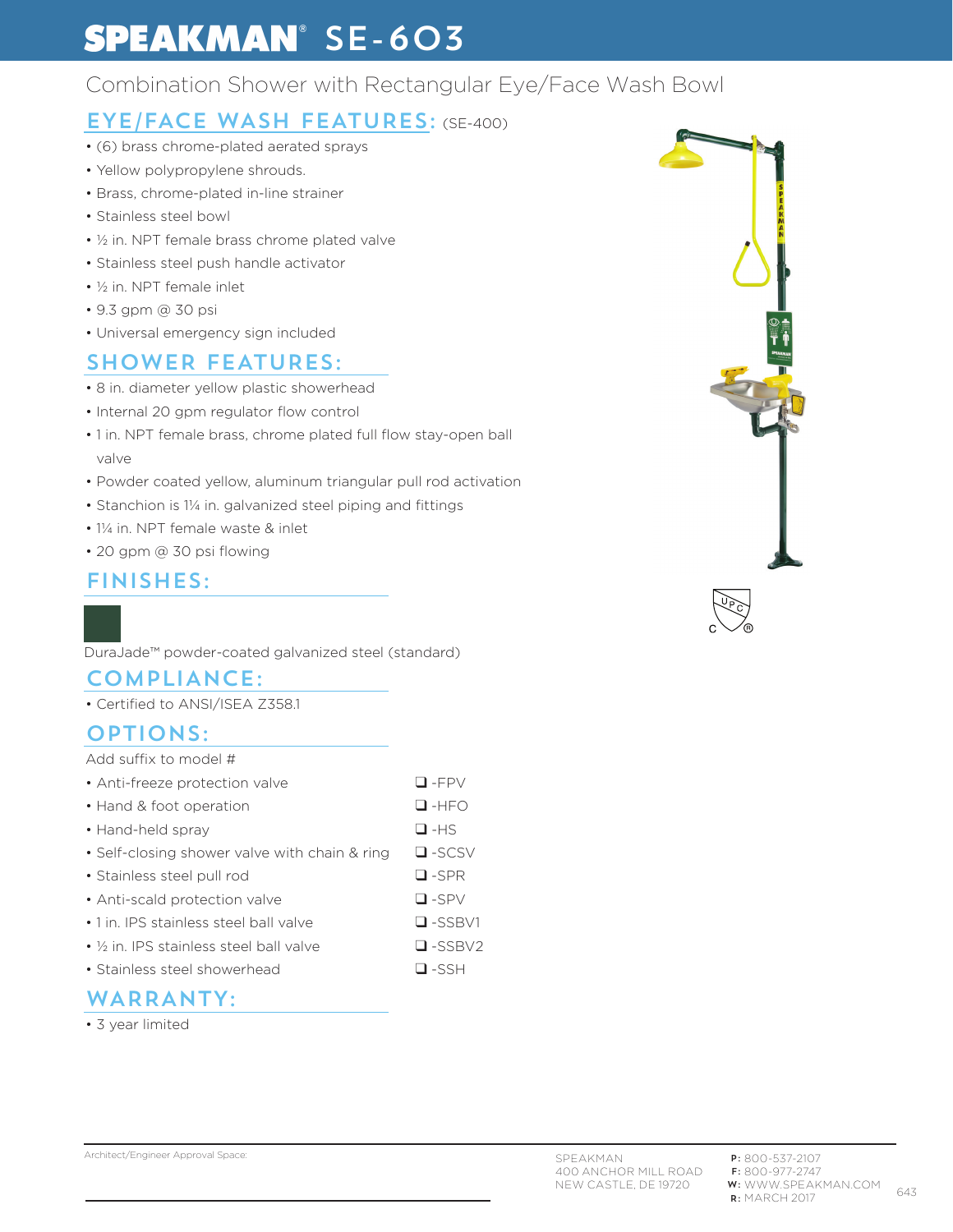# SPEAKMAN® SE-603

Combination Shower with Rectangular Eye/Face Wash Bowl

## EYE/FACE WASH FEATURES: (SE-400)

- (6) brass chrome-plated aerated sprays
- Yellow polypropylene shrouds.
- Brass, chrome-plated in-line strainer
- Stainless steel bowl
- ½ in. NPT female brass chrome plated valve
- Stainless steel push handle activator
- ½ in. NPT female inlet
- 9.3 gpm @ 30 psi
- Universal emergency sign included

## SHOWER FEATURES:

- 8 in. diameter yellow plastic showerhead
- Internal 20 gpm regulator flow control
- 1 in. NPT female brass, chrome plated full flow stay-open ball valve
- Powder coated yellow, aluminum triangular pull rod activation
- Stanchion is 1¼ in. galvanized steel piping and fittings
- 1¼ in. NPT female waste & inlet
- 20 gpm @ 30 psi flowing

## FINISHES:

DuraJade™ powder-coated galvanized steel (standard)

## COMPLIANCE:

- Certified to ANSI/ISEA Z358.1

## OPTIONS:

Add suffix to model #

| Option | Suffix |
|---|---|
| Anti-freeze protection valve | ❑ -FPV |
| Hand & foot operation | ❑ -HFO |
| Hand-held spray | ❑ -HS |
| Self-closing shower valve with chain & ring | ❑ -SCSV |
| Stainless steel pull rod | ❑ -SPR |
| Anti-scald protection valve | ❑ -SPV |
| 1 in. IPS stainless steel ball valve | ❑ -SSBV1 |
| ½ in. IPS stainless steel ball valve | ❑ -SSBV2 |
| Stainless steel showerhead | ❑ -SSH |

## WARRANTY:

- 3 year limited

Architect/Engineer Approval Space:

SPEAKMAN
400 ANCHOR MILL ROAD
NEW CASTLE, DE 19720

**P:** 800-537-2107
**F:** 800-977-2747
**W:** WWW.SPEAKMAN.COM
**R:** MARCH 2017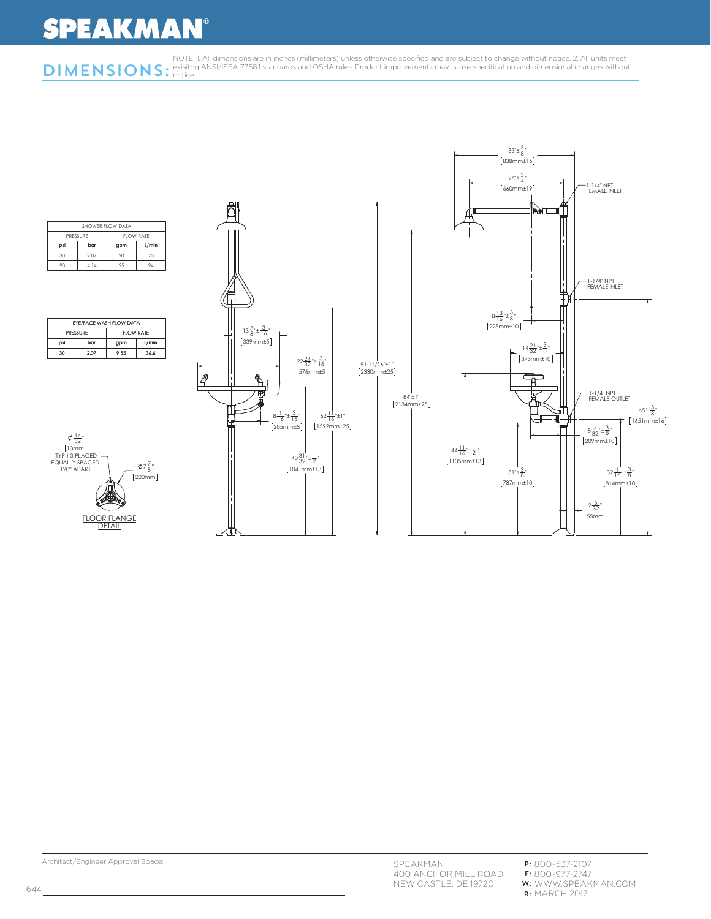# DIMENSIONS:

NOTE: 1. All dimensions are in inches (millimeters) unless otherwise specified and are subject to change without notice. 2. All units meet exisitng ANSI/ISEA Z358.1 standards and OSHA rules. Product improvements may cause specification and dimensional changes without notice.

| SHOWER FLOW DATA | | | |
|---|---|---|---|
| PRESSURE | | FLOW RATE | |
| psi | bar | gpm | L/min |
| 30 | 2.07 | 20 | 75 |
| 90 | 4.14 | 25 | 94 |

| EYE/FACE WASH FLOW DATA | | | |
|---|---|---|---|
| PRESSURE | | FLOW RATE | |
| psi | bar | gpm | L/min |
| 30 | 2.07 | 9.55 | 36.6 |

Ø 17/32" [13mm] (TYP.) 3 PLACED EQUALLY SPACED 120° APART

Ø 7 7/8" [200mm]

FLOOR FLANGE DETAIL

13 3/8"±3/16" [339mm±5]

22 21/32"±3/16" [576mm±5]

8 1/16"±3/16" [205mm±5]

62 11/16"±1" [1592mm±25]

40 31/32"±1/2" [1041mm±13]

91 11/16"±1" [2330mm±25]

84"±1" [2134mm±25]

33"±5/8" [838mm±16]

26"±3/4" [660mm±19]

1-1/4" NPT FEMALE INLET

1-1/4" NPT FEMALE INLET

8 13/16"±3/8" [225mm±10]

14 21/32"±3/8" [373mm±10]

1-1/4" NPT FEMALE OUTLET

65"±5/8" [1651mm±16]

8 7/32"±3/8" [209mm±10]

44 11/16"±1/2" [1135mm±13]

31"±3/8" [787mm±10]

32 1/16"±3/8" [814mm±10]

2 5/32" [55mm]

Architect/Engineer Approval Space:

SPEAKMAN
400 ANCHOR MILL ROAD
NEW CASTLE, DE 19720

**P:** 800-537-2107
**F:** 800-977-2747
**W:** WWW.SPEAKMAN.COM
**R:** MARCH 2017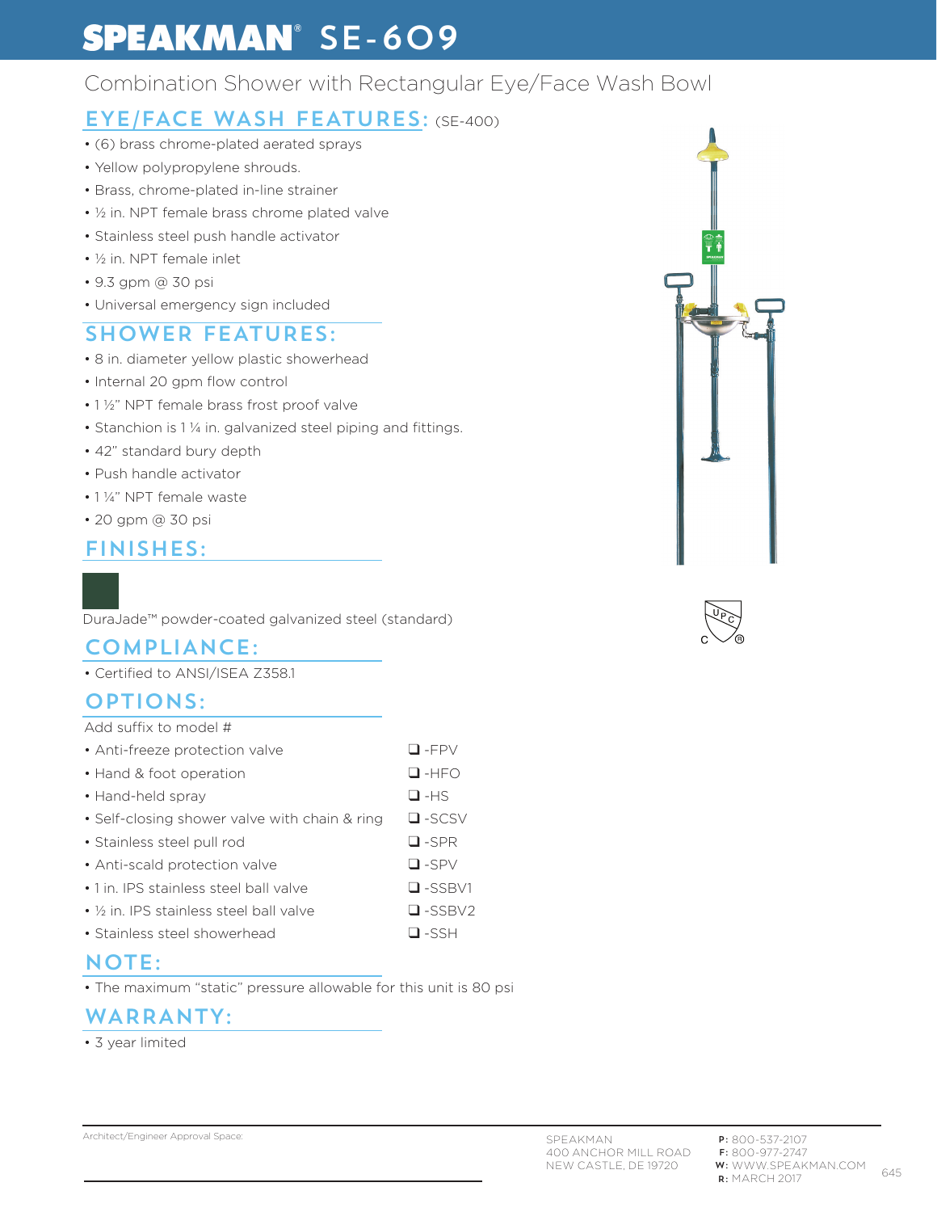# SPEAKMAN® SE-609

Combination Shower with Rectangular Eye/Face Wash Bowl

## EYE/FACE WASH FEATURES: (SE-400)

- (6) brass chrome-plated aerated sprays
- Yellow polypropylene shrouds.
- Brass, chrome-plated in-line strainer
- ½ in. NPT female brass chrome plated valve
- Stainless steel push handle activator
- ½ in. NPT female inlet
- 9.3 gpm @ 30 psi
- Universal emergency sign included

## SHOWER FEATURES:

- 8 in. diameter yellow plastic showerhead
- Internal 20 gpm flow control
- 1 ½" NPT female brass frost proof valve
- Stanchion is 1 ¼ in. galvanized steel piping and fittings.
- 42" standard bury depth
- Push handle activator
- 1 ¼" NPT female waste
- 20 gpm @ 30 psi

## FINISHES:

DuraJade™ powder-coated galvanized steel (standard)

## COMPLIANCE:

- Certified to ANSI/ISEA Z358.1

## OPTIONS:

Add suffix to model #

| Option | Suffix |
| --- | --- |
| • Anti-freeze protection valve | ❑ -FPV |
| • Hand & foot operation | ❑ -HFO |
| • Hand-held spray | ❑ -HS |
| • Self-closing shower valve with chain & ring | ❑ -SCSV |
| • Stainless steel pull rod | ❑ -SPR |
| • Anti-scald protection valve | ❑ -SPV |
| • 1 in. IPS stainless steel ball valve | ❑ -SSBV1 |
| • ½ in. IPS stainless steel ball valve | ❑ -SSBV2 |
| • Stainless steel showerhead | ❑ -SSH |

## NOTE:

- The maximum "static" pressure allowable for this unit is 80 psi

## WARRANTY:

- 3 year limited

Architect/Engineer Approval Space:

SPEAKMAN
400 ANCHOR MILL ROAD
NEW CASTLE, DE 19720

**P:** 800-537-2107
**F:** 800-977-2747
**W:** WWW.SPEAKMAN.COM
**R:** MARCH 2017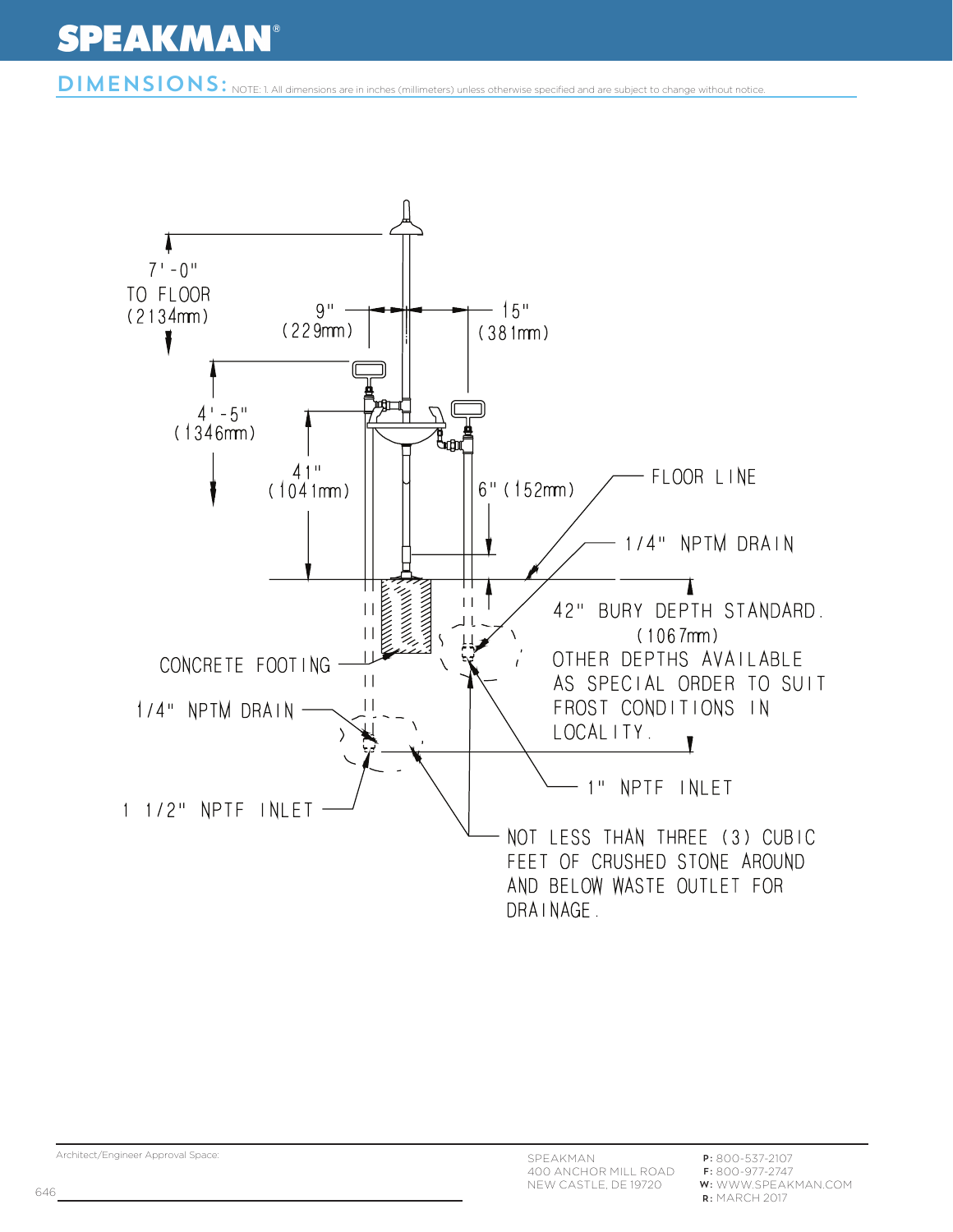## DIMENSIONS:

NOTE: 1. All dimensions are in inches (millimeters) unless otherwise specified and are subject to change without notice.

7'-0" TO FLOOR (2134mm)

9" (229mm)

15" (381mm)

4'-5" (1346mm)

41" (1041mm)

6" (152mm)

FLOOR LINE

1/4" NPTM DRAIN

42" BURY DEPTH STANDARD. (1067mm) OTHER DEPTHS AVAILABLE AS SPECIAL ORDER TO SUIT FROST CONDITIONS IN LOCALITY.

CONCRETE FOOTING

1/4" NPTM DRAIN

1" NPTF INLET

1 1/2" NPTF INLET

NOT LESS THAN THREE (3) CUBIC FEET OF CRUSHED STONE AROUND AND BELOW WASTE OUTLET FOR DRAINAGE.

Architect/Engineer Approval Space:

SPEAKMAN
400 ANCHOR MILL ROAD
NEW CASTLE, DE 19720

P: 800-537-2107
F: 800-977-2747
W: WWW.SPEAKMAN.COM
R: MARCH 2017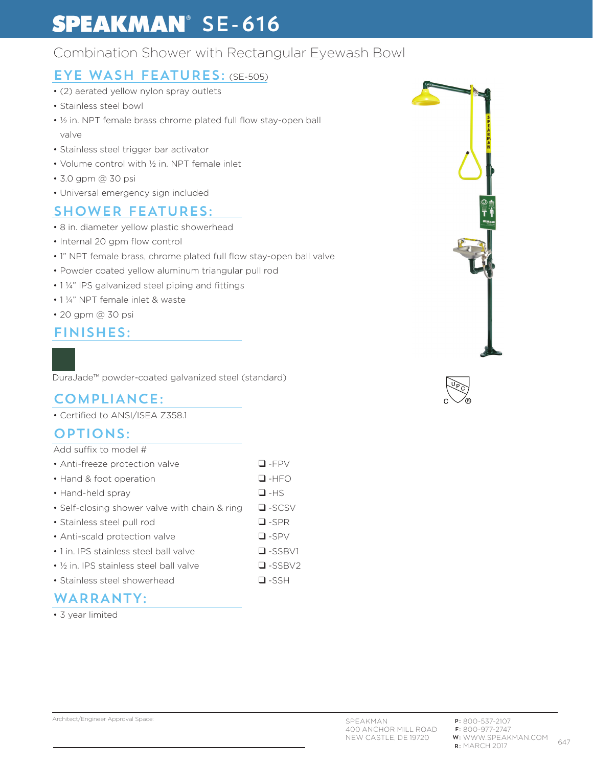# SPEAKMAN® SE-616

## Combination Shower with Rectangular Eyewash Bowl

### EYE WASH FEATURES: (SE-505)

- (2) aerated yellow nylon spray outlets
- Stainless steel bowl
- ½ in. NPT female brass chrome plated full flow stay-open ball valve
- Stainless steel trigger bar activator
- Volume control with ½ in. NPT female inlet
- 3.0 gpm @ 30 psi
- Universal emergency sign included

### SHOWER FEATURES:

- 8 in. diameter yellow plastic showerhead
- Internal 20 gpm flow control
- 1" NPT female brass, chrome plated full flow stay-open ball valve
- Powder coated yellow aluminum triangular pull rod
- 1 ¼" IPS galvanized steel piping and fittings
- 1 ¼" NPT female inlet & waste
- 20 gpm @ 30 psi

### FINISHES:

DuraJade™ powder-coated galvanized steel (standard)

### COMPLIANCE:

- Certified to ANSI/ISEA Z358.1

### OPTIONS:

Add suffix to model #

| Option | Suffix |
| --- | --- |
| Anti-freeze protection valve | ❑ -FPV |
| Hand & foot operation | ❑ -HFO |
| Hand-held spray | ❑ -HS |
| Self-closing shower valve with chain & ring | ❑ -SCSV |
| Stainless steel pull rod | ❑ -SPR |
| Anti-scald protection valve | ❑ -SPV |
| 1 in. IPS stainless steel ball valve | ❑ -SSBV1 |
| ½ in. IPS stainless steel ball valve | ❑ -SSBV2 |
| Stainless steel showerhead | ❑ -SSH |

### WARRANTY:

- 3 year limited

Architect/Engineer Approval Space:

SPEAKMAN
400 ANCHOR MILL ROAD
NEW CASTLE, DE 19720

**P:** 800-537-2107
**F:** 800-977-2747
**W:** WWW.SPEAKMAN.COM
**R:** MARCH 2017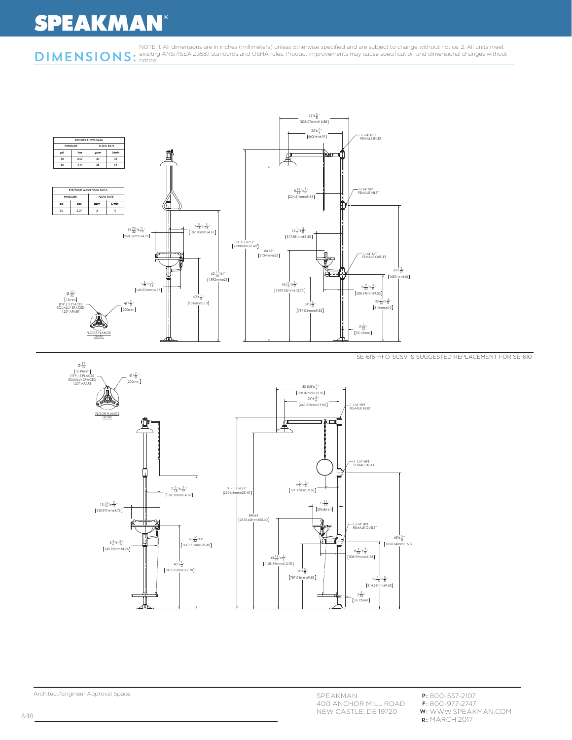# SPEAKMAN®

## DIMENSIONS:

NOTE: 1. All dimensions are in inches (millimeters) unless otherwise specified and are subject to change without notice. 2. All units meet exisitng ANSI/ISEA Z358.1 standards and OSHA rules. Product improvements may cause specification and dimensional changes without notice.

| SHOWER FLOW DATA | | | |
|---|---|---|---|
| PRESSURE | | FLOW RATE | |
| psi | bar | gpm | L/min |
| 30 | 2.07 | 20 | 75 |
| 60 | 4.14 | 25 | 94 |

| EYE/FACE WASH FLOW DATA | | | |
|---|---|---|---|
| PRESSURE | | FLOW RATE | |
| psi | bar | gpm | L/min |
| 30 | 2.07 | 3 | 11 |

33"±5/8" [838.07mm±15.88]
26"±3/4" [660mm±19]
1-1/4" NPT FEMALE INLET
8 13/16"±3/8" [224.61mm±9.53]
1-1/4" NPT FEMALE INLET
13 25/32"±3/16" [350.39mm±4.76]
7 3/16"±3/16" [182.70mm±4.76]
12 1/2"±3/8" [317.88mm±9.53]
91 11/16"±1" [2330mm±25.40]
84"±1" [2134mm±25]
1-1/4" NPT FEMALE OUTLET
65"±5/8" [1651mm±16]
62 11/16"±1" [1592mm±25]
5 3/4"±3/16" [145.87mm±4.76]
43 11/16"±1/2" [1109.52mm±12.70]
8 7/32"±3/8" [208.99mm±9.53]
Ø 17/32" [13mm] (TYP.) 3 PLACES EQUALLY SPACED 120° APART
40"±1/2" [1016mm±13]
32 1/16"±3/8" [814mm±10]
Ø 7 7/8" [200mm]
31"±3/8" [787.04mm±9.53]
2 5/32" [55.12mm]
FLOOR FLANGE DETAIL

SE-616-HFO-SCSV IS SUGGESTED REPLACEMENT FOR SE-610

Ø 17/32" [13.49mm] (TYP.) 3 PLACES EQUALLY SPACED 120° APART
Ø 7 7/8" [200mm]
FLOOR FLANGE DETAIL
33-5/8"±3/4" [838.07mm±19.05]
26"±3/4" [660.27mm±19.05]
1-1/4" NPT FEMALE INLET
1-1/4" NPT FEMALE INLET
7 3/16"±3/16" [182.70mm±4.76]
91-11/16"±1" [2324.4mm±25.40]
6 3/4"±3/8" [171.17mm±9.53]
13 13/16"±3/16" [350.97mm±4.76]
11 11/16" [296.8mm]
84in±1 [2133.60mm±25.40]
1-1/4" NPT FEMALE OUTLET
65"±5/8" [1650.54mm±15.88]
5 3/4"±3/16" [145.87mm±4.76]
63 17/32"±1" [1613.71mm±25.40]
8 7/32"±3/8" [208.99mm±9.53]
43 11/16"±1/2" [1108.99mm±12.70]
40"±1/2" [1015.65mm±12.70]
31"±3/8" [787.04mm±9.53]
32 1/16"±3/8" [814.35mm±9.53]
2 5/32" [55.12mm]

Architect/Engineer Approval Space:

SPEAKMAN
400 ANCHOR MILL ROAD
NEW CASTLE, DE 19720

**P:** 800-537-2107
**F:** 800-977-2747
**W:** WWW.SPEAKMAN.COM
**R:** MARCH 2017